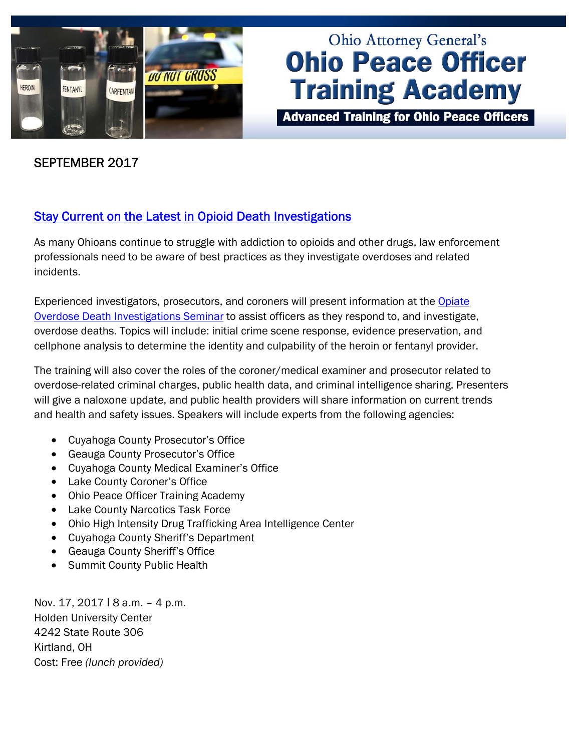# Ohio Attorney General's Ohio Peace Officer Training Academy

**Advanced Training for Ohio Peace Officers**

SEPTEMBER 2017

## Stay Current on the Latest in Opioid Death Investigations

As many Ohioans continue to struggle with addiction to opioids and other drugs, law enforcement professionals need to be aware of best practices as they investigate overdoses and related incidents.

Experienced investigators, prosecutors, and coroners will present information at the Opiate Overdose Death Investigations Seminar to assist officers as they respond to, and investigate, overdose deaths. Topics will include: initial crime scene response, evidence preservation, and cellphone analysis to determine the identity and culpability of the heroin or fentanyl provider.

The training will also cover the roles of the coroner/medical examiner and prosecutor related to overdose-related criminal charges, public health data, and criminal intelligence sharing. Presenters will give a naloxone update, and public health providers will share information on current trends and health and safety issues. Speakers will include experts from the following agencies:

- Cuyahoga County Prosecutor's Office
- Geauga County Prosecutor's Office
- Cuyahoga County Medical Examiner's Office
- Lake County Coroner's Office
- Ohio Peace Officer Training Academy
- Lake County Narcotics Task Force
- Ohio High Intensity Drug Trafficking Area Intelligence Center
- Cuyahoga County Sheriff's Department
- Geauga County Sheriff's Office
- Summit County Public Health

Nov. 17, 2017 | 8 a.m. – 4 p.m.
Holden University Center
4242 State Route 306
Kirtland, OH
Cost: Free *(lunch provided)*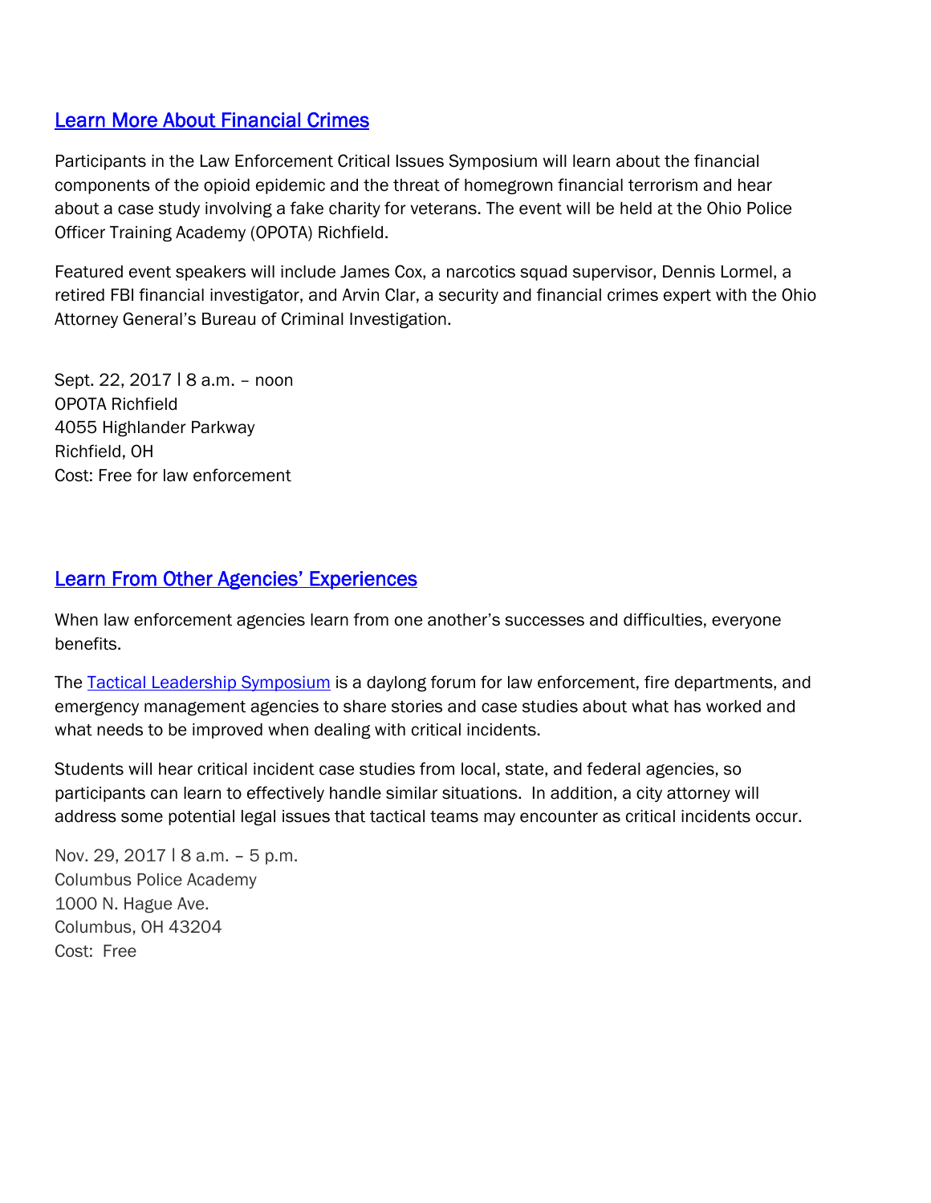## [Learn More About Financial Crimes]

Participants in the Law Enforcement Critical Issues Symposium will learn about the financial components of the opioid epidemic and the threat of homegrown financial terrorism and hear about a case study involving a fake charity for veterans. The event will be held at the Ohio Police Officer Training Academy (OPOTA) Richfield.

Featured event speakers will include James Cox, a narcotics squad supervisor, Dennis Lormel, a retired FBI financial investigator, and Arvin Clar, a security and financial crimes expert with the Ohio Attorney General's Bureau of Criminal Investigation.

Sept. 22, 2017 | 8 a.m. – noon
OPOTA Richfield
4055 Highlander Parkway
Richfield, OH
Cost: Free for law enforcement

## [Learn From Other Agencies' Experiences]

When law enforcement agencies learn from one another's successes and difficulties, everyone benefits.

The [Tactical Leadership Symposium] is a daylong forum for law enforcement, fire departments, and emergency management agencies to share stories and case studies about what has worked and what needs to be improved when dealing with critical incidents.

Students will hear critical incident case studies from local, state, and federal agencies, so participants can learn to effectively handle similar situations. In addition, a city attorney will address some potential legal issues that tactical teams may encounter as critical incidents occur.

Nov. 29, 2017 | 8 a.m. – 5 p.m.
Columbus Police Academy
1000 N. Hague Ave.
Columbus, OH 43204
Cost: Free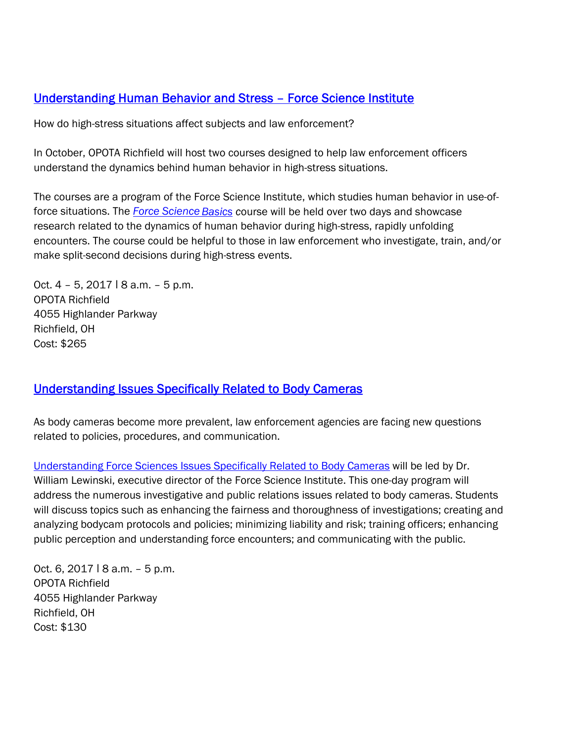## Understanding Human Behavior and Stress – Force Science Institute

How do high-stress situations affect subjects and law enforcement?

In October, OPOTA Richfield will host two courses designed to help law enforcement officers understand the dynamics behind human behavior in high-stress situations.

The courses are a program of the Force Science Institute, which studies human behavior in use-of-force situations. The *Force Science Basics* course will be held over two days and showcase research related to the dynamics of human behavior during high-stress, rapidly unfolding encounters. The course could be helpful to those in law enforcement who investigate, train, and/or make split-second decisions during high-stress events.

Oct. 4 – 5, 2017 | 8 a.m. – 5 p.m.
OPOTA Richfield
4055 Highlander Parkway
Richfield, OH
Cost: $265

## Understanding Issues Specifically Related to Body Cameras

As body cameras become more prevalent, law enforcement agencies are facing new questions related to policies, procedures, and communication.

Understanding Force Sciences Issues Specifically Related to Body Cameras will be led by Dr. William Lewinski, executive director of the Force Science Institute. This one-day program will address the numerous investigative and public relations issues related to body cameras. Students will discuss topics such as enhancing the fairness and thoroughness of investigations; creating and analyzing bodycam protocols and policies; minimizing liability and risk; training officers; enhancing public perception and understanding force encounters; and communicating with the public.

Oct. 6, 2017 | 8 a.m. – 5 p.m.
OPOTA Richfield
4055 Highlander Parkway
Richfield, OH
Cost: $130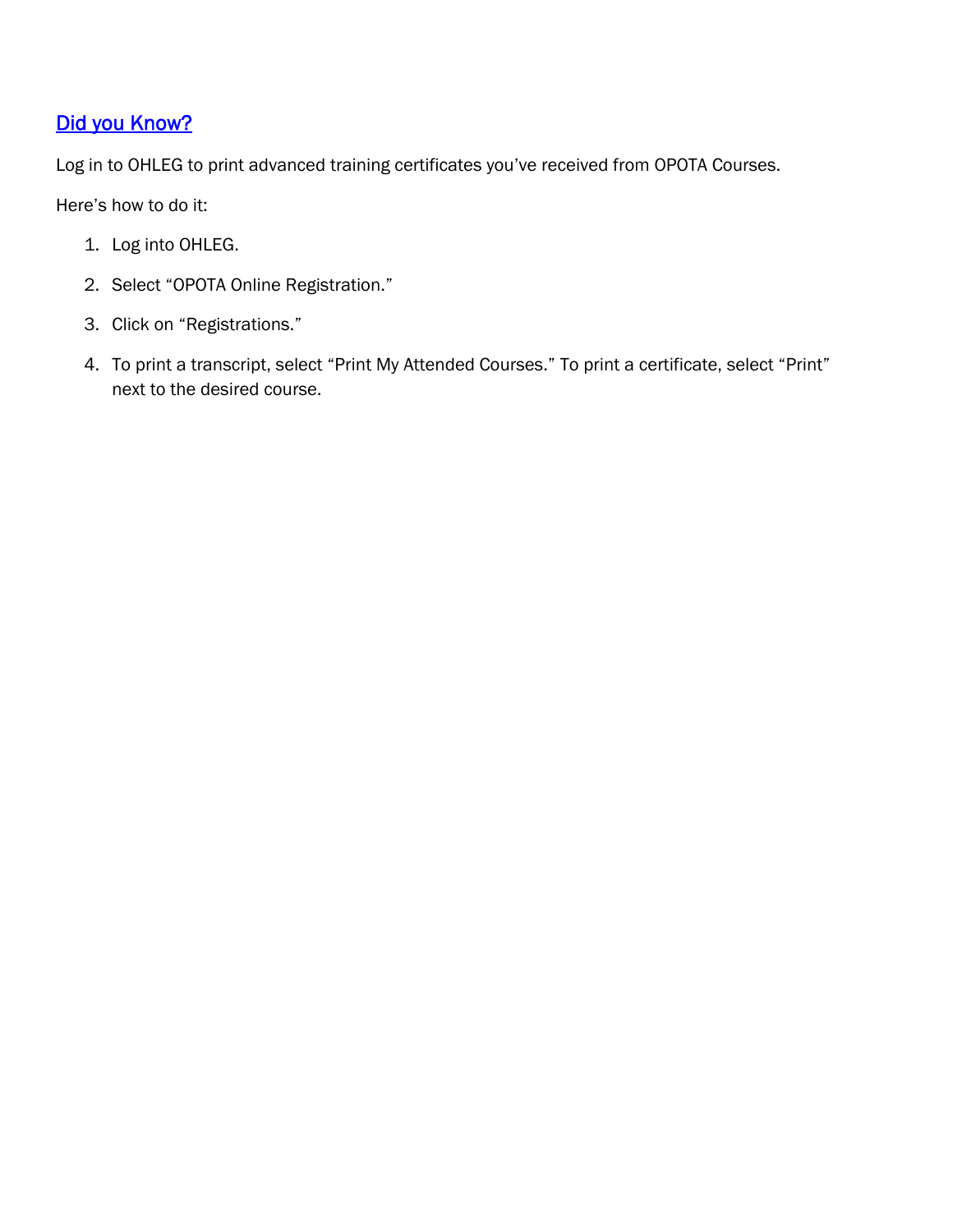## Did you Know?

Log in to OHLEG to print advanced training certificates you've received from OPOTA Courses.

Here's how to do it:

1. Log into OHLEG.
2. Select "OPOTA Online Registration."
3. Click on "Registrations."
4. To print a transcript, select "Print My Attended Courses." To print a certificate, select "Print" next to the desired course.